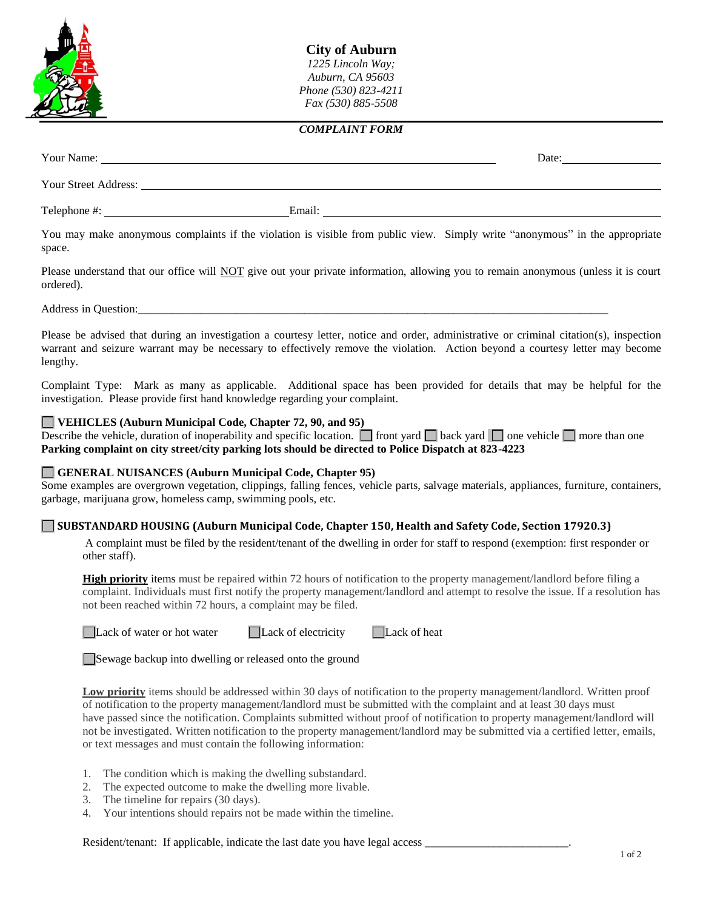# City of Auburn

*1225 Lincoln Way;*
*Auburn, CA 95603*
*Phone (530) 823-4211*
*Fax (530) 885-5508*

***COMPLAINT FORM***

Your Name: ______________________________ Date: ______________

Your Street Address: ______________________________

Telephone #: ______________________ Email: ______________________

You may make anonymous complaints if the violation is visible from public view. Simply write "anonymous" in the appropriate space.

Please understand that our office will NOT give out your private information, allowing you to remain anonymous (unless it is court ordered).

Address in Question: ______________________________

Please be advised that during an investigation a courtesy letter, notice and order, administrative or criminal citation(s), inspection warrant and seizure warrant may be necessary to effectively remove the violation. Action beyond a courtesy letter may become lengthy.

Complaint Type: Mark as many as applicable. Additional space has been provided for details that may be helpful for the investigation. Please provide first hand knowledge regarding your complaint.

☐ **VEHICLES (Auburn Municipal Code, Chapter 72, 90, and 95)**
Describe the vehicle, duration of inoperability and specific location. ☐ front yard ☐ back yard ☐ one vehicle ☐ more than one
**Parking complaint on city street/city parking lots should be directed to Police Dispatch at 823-4223**

☐ **GENERAL NUISANCES (Auburn Municipal Code, Chapter 95)**
Some examples are overgrown vegetation, clippings, falling fences, vehicle parts, salvage materials, appliances, furniture, containers, garbage, marijuana grow, homeless camp, swimming pools, etc.

☐ **SUBSTANDARD HOUSING (Auburn Municipal Code, Chapter 150, Health and Safety Code, Section 17920.3)**

A complaint must be filed by the resident/tenant of the dwelling in order for staff to respond (exemption: first responder or other staff).

**High priority** items must be repaired within 72 hours of notification to the property management/landlord before filing a complaint. Individuals must first notify the property management/landlord and attempt to resolve the issue. If a resolution has not been reached within 72 hours, a complaint may be filed.

☐ Lack of water or hot water ☐ Lack of electricity ☐ Lack of heat

☐ Sewage backup into dwelling or released onto the ground

**Low priority** items should be addressed within 30 days of notification to the property management/landlord. Written proof of notification to the property management/landlord must be submitted with the complaint and at least 30 days must have passed since the notification. Complaints submitted without proof of notification to property management/landlord will not be investigated. Written notification to the property management/landlord may be submitted via a certified letter, emails, or text messages and must contain the following information:

1. The condition which is making the dwelling substandard.
2. The expected outcome to make the dwelling more livable.
3. The timeline for repairs (30 days).
4. Your intentions should repairs not be made within the timeline.

Resident/tenant: If applicable, indicate the last date you have legal access ________________________.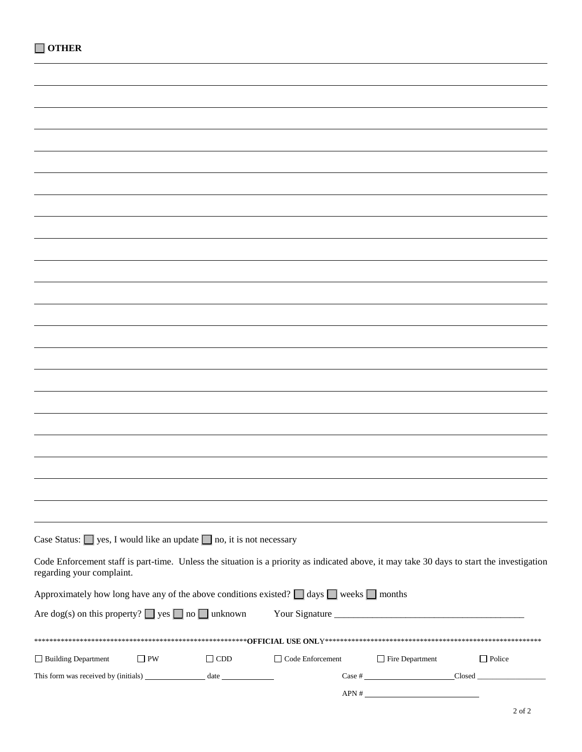☐ **OTHER**

\_\_\_\_\_\_\_\_\_\_\_\_\_\_\_\_\_\_\_\_\_\_\_\_\_\_\_\_\_\_\_\_\_\_\_\_\_\_\_\_\_\_\_\_\_\_\_\_\_\_\_\_\_\_\_\_\_\_\_\_\_\_\_\_\_\_\_\_\_\_\_\_\_\_\_\_\_\_

Case Status: ☐ yes, I would like an update ☐ no, it is not necessary

Code Enforcement staff is part-time. Unless the situation is a priority as indicated above, it may take 30 days to start the investigation regarding your complaint.

Approximately how long have any of the above conditions existed? ☐ days ☐ weeks ☐ months

Are dog(s) on this property? ☐ yes ☐ no ☐ unknown     Your Signature ________________________________________

**************************************************************OFFICIAL USE ONLY**************************************************************

☐ Building Department ☐ PW ☐ CDD ☐ Code Enforcement ☐ Fire Department ☐ Police

This form was received by (initials) ______________ date ____________     Case # ______________________ Closed _________________

APN # ___________________________